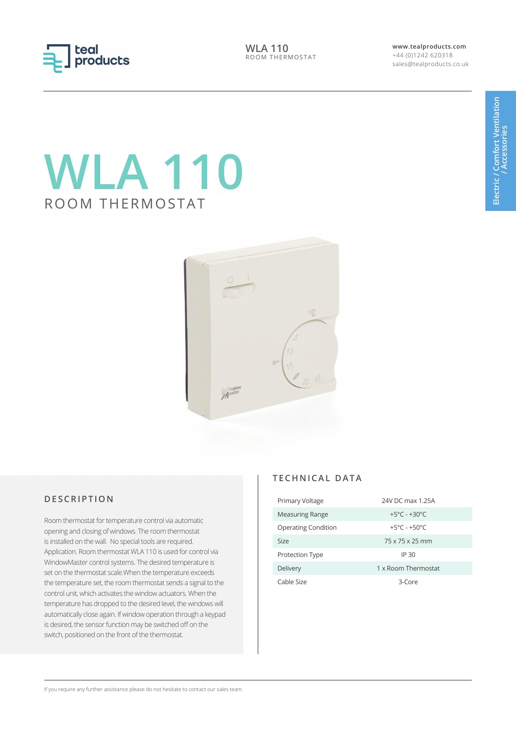# WLA 110

## ROOM THERMOSTAT

## DESCRIPTION

Room thermostat for temperature control via automatic opening and closing of windows. The room thermostat is installed on the wall. No special tools are required. Application. Room thermostat WLA 110 is used for control via WindowMaster control systems. The desired temperature is set on the thermostat scale.When the temperature exceeds the temperature set, the room thermostat sends a signal to the control unit, which activates the window actuators. When the temperature has dropped to the desired level, the windows will automatically close again. If window operation through a keypad is desired, the sensor function may be switched off on the switch, positioned on the front of the thermostat.

## TECHNICAL DATA

| | |
|---|---|
| Primary Voltage | 24V DC max 1.25A |
| Measuring Range | +5°C - +30°C |
| Operating Condition | +5°C - +50°C |
| Size | 75 x 75 x 25 mm |
| Protection Type | IP 30 |
| Delivery | 1 x Room Thermostat |
| Cable Size | 3-Core |

If you require any further assistance please do not hesitate to contact our sales team.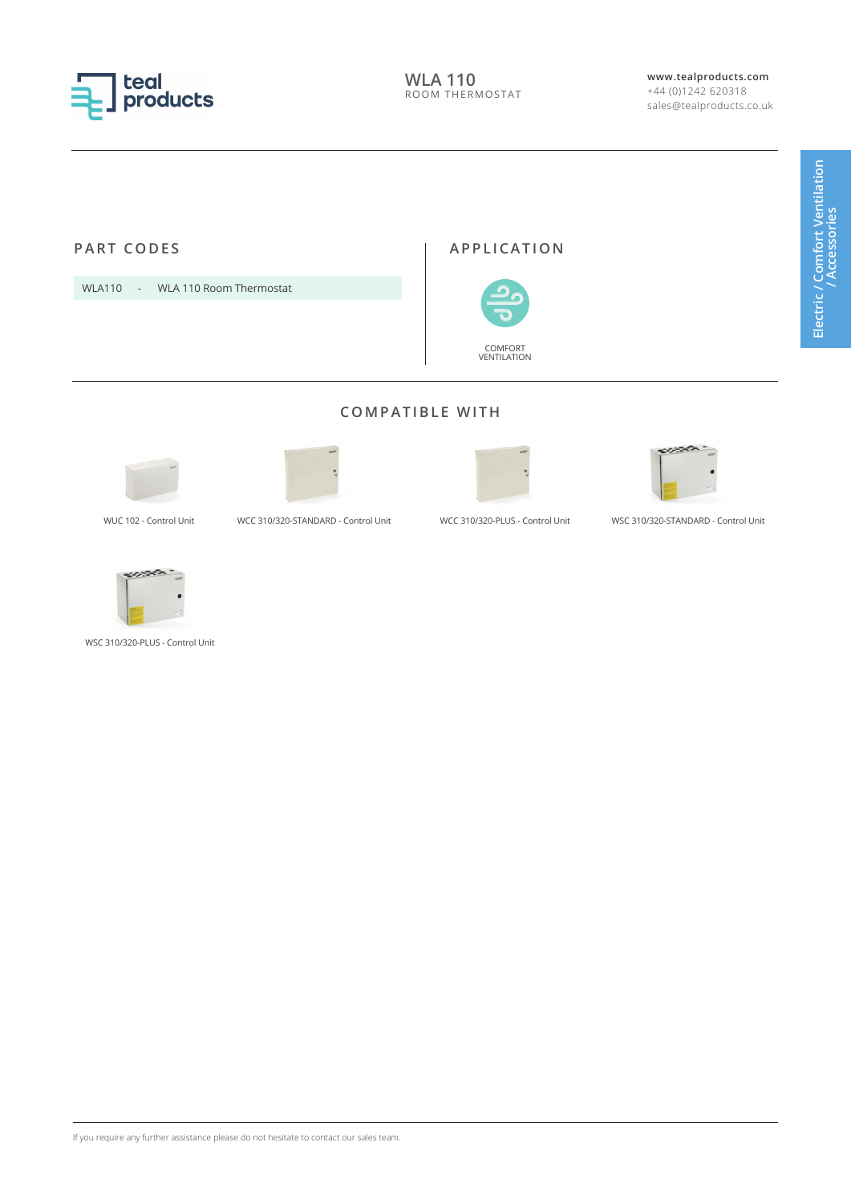# WLA 110

ROOM THERMOSTAT

www.tealproducts.com
+44 (0)1242 620318
sales@tealproducts.co.uk

Electric / Comfort Ventilation / Accessories

## PART CODES

| | | |
|---|---|---|
| WLA110 | - | WLA 110 Room Thermostat |

## APPLICATION

COMFORT VENTILATION

## COMPATIBLE WITH

WUC 102 - Control Unit

WCC 310/320-STANDARD - Control Unit

WCC 310/320-PLUS - Control Unit

WSC 310/320-STANDARD - Control Unit

WSC 310/320-PLUS - Control Unit

If you require any further assistance please do not hesitate to contact our sales team.